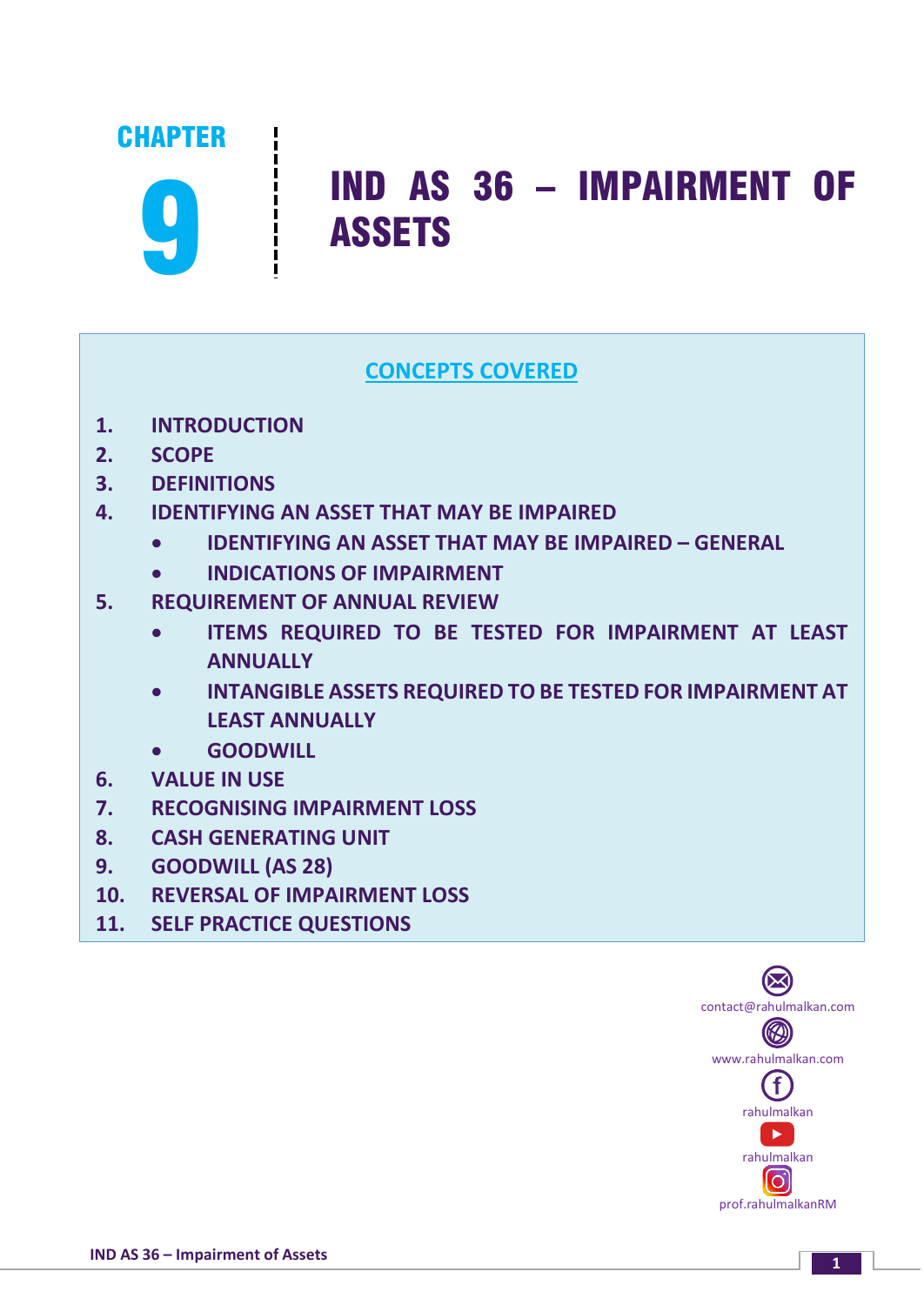# CHAPTER 9

# IND AS 36 – IMPAIRMENT OF ASSETS

## CONCEPTS COVERED

1. INTRODUCTION
2. SCOPE
3. DEFINITIONS
4. IDENTIFYING AN ASSET THAT MAY BE IMPAIRED
   - IDENTIFYING AN ASSET THAT MAY BE IMPAIRED – GENERAL
   - INDICATIONS OF IMPAIRMENT
5. REQUIREMENT OF ANNUAL REVIEW
   - ITEMS REQUIRED TO BE TESTED FOR IMPAIRMENT AT LEAST ANNUALLY
   - INTANGIBLE ASSETS REQUIRED TO BE TESTED FOR IMPAIRMENT AT LEAST ANNUALLY
   - GOODWILL
6. VALUE IN USE
7. RECOGNISING IMPAIRMENT LOSS
8. CASH GENERATING UNIT
9. GOODWILL (AS 28)
10. REVERSAL OF IMPAIRMENT LOSS
11. SELF PRACTICE QUESTIONS

contact@rahulmalkan.com

www.rahulmalkan.com

rahulmalkan

rahulmalkan

prof.rahulmalkanRM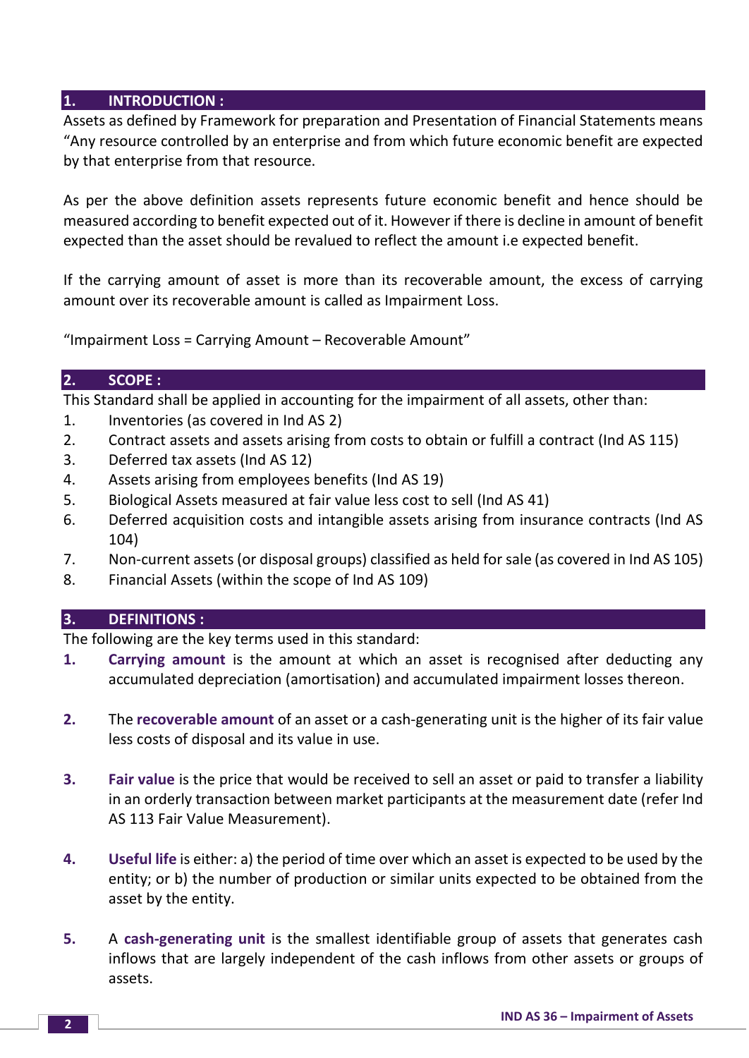## 1. INTRODUCTION :

Assets as defined by Framework for preparation and Presentation of Financial Statements means "Any resource controlled by an enterprise and from which future economic benefit are expected by that enterprise from that resource.

As per the above definition assets represents future economic benefit and hence should be measured according to benefit expected out of it. However if there is decline in amount of benefit expected than the asset should be revalued to reflect the amount i.e expected benefit.

If the carrying amount of asset is more than its recoverable amount, the excess of carrying amount over its recoverable amount is called as Impairment Loss.

"Impairment Loss = Carrying Amount – Recoverable Amount"

## 2. SCOPE :

This Standard shall be applied in accounting for the impairment of all assets, other than:

1. Inventories (as covered in Ind AS 2)
2. Contract assets and assets arising from costs to obtain or fulfill a contract (Ind AS 115)
3. Deferred tax assets (Ind AS 12)
4. Assets arising from employees benefits (Ind AS 19)
5. Biological Assets measured at fair value less cost to sell (Ind AS 41)
6. Deferred acquisition costs and intangible assets arising from insurance contracts (Ind AS 104)
7. Non-current assets (or disposal groups) classified as held for sale (as covered in Ind AS 105)
8. Financial Assets (within the scope of Ind AS 109)

## 3. DEFINITIONS :

The following are the key terms used in this standard:

1. **Carrying amount** is the amount at which an asset is recognised after deducting any accumulated depreciation (amortisation) and accumulated impairment losses thereon.

2. The **recoverable amount** of an asset or a cash-generating unit is the higher of its fair value less costs of disposal and its value in use.

3. **Fair value** is the price that would be received to sell an asset or paid to transfer a liability in an orderly transaction between market participants at the measurement date (refer Ind AS 113 Fair Value Measurement).

4. **Useful life** is either: a) the period of time over which an asset is expected to be used by the entity; or b) the number of production or similar units expected to be obtained from the asset by the entity.

5. A **cash-generating unit** is the smallest identifiable group of assets that generates cash inflows that are largely independent of the cash inflows from other assets or groups of assets.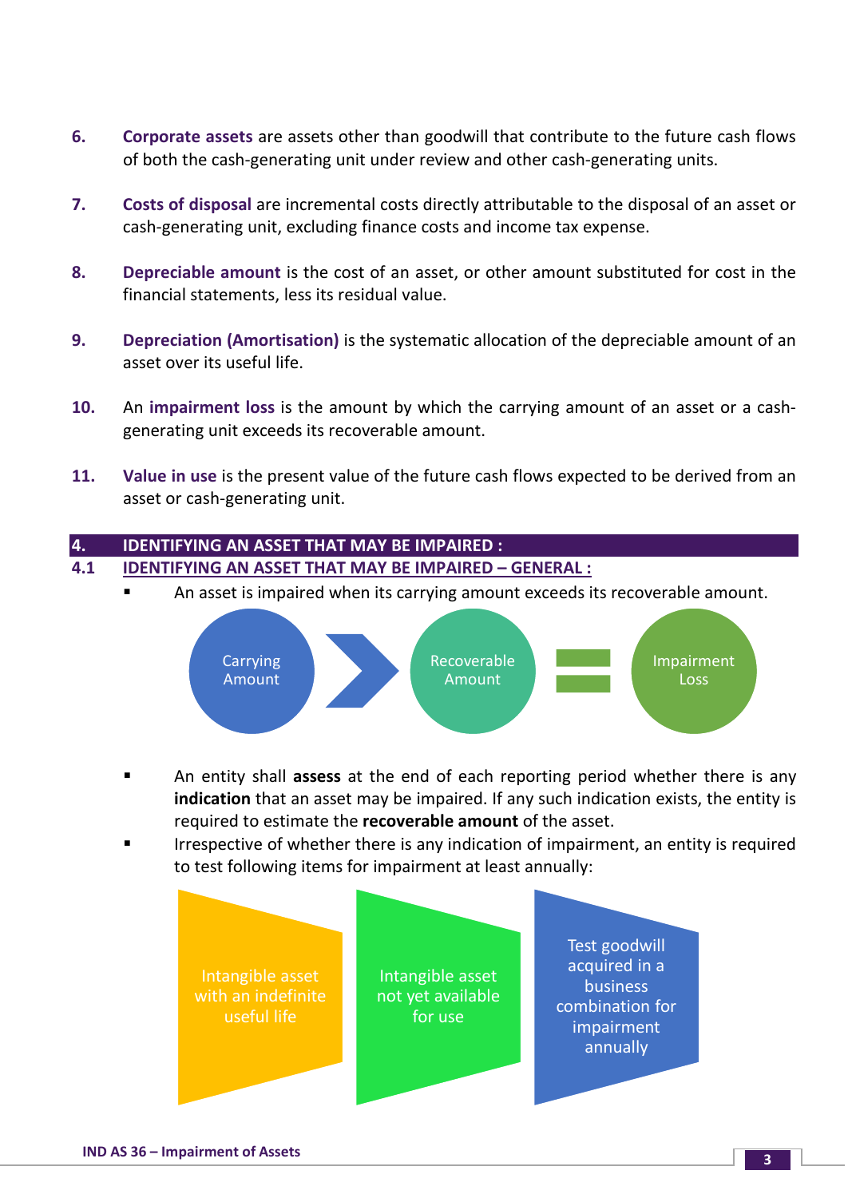6. **Corporate assets** are assets other than goodwill that contribute to the future cash flows of both the cash-generating unit under review and other cash-generating units.

7. **Costs of disposal** are incremental costs directly attributable to the disposal of an asset or cash-generating unit, excluding finance costs and income tax expense.

8. **Depreciable amount** is the cost of an asset, or other amount substituted for cost in the financial statements, less its residual value.

9. **Depreciation (Amortisation)** is the systematic allocation of the depreciable amount of an asset over its useful life.

10. An **impairment loss** is the amount by which the carrying amount of an asset or a cash-generating unit exceeds its recoverable amount.

11. **Value in use** is the present value of the future cash flows expected to be derived from an asset or cash-generating unit.

## 4. IDENTIFYING AN ASSET THAT MAY BE IMPAIRED :

### 4.1 IDENTIFYING AN ASSET THAT MAY BE IMPAIRED – GENERAL :

- An asset is impaired when its carrying amount exceeds its recoverable amount.

Carrying Amount > Recoverable Amount = Impairment Loss

- An entity shall **assess** at the end of each reporting period whether there is any **indication** that an asset may be impaired. If any such indication exists, the entity is required to estimate the **recoverable amount** of the asset.
- Irrespective of whether there is any indication of impairment, an entity is required to test following items for impairment at least annually:

  - Intangible asset with an indefinite useful life
  - Intangible asset not yet available for use
  - Test goodwill acquired in a business combination for impairment annually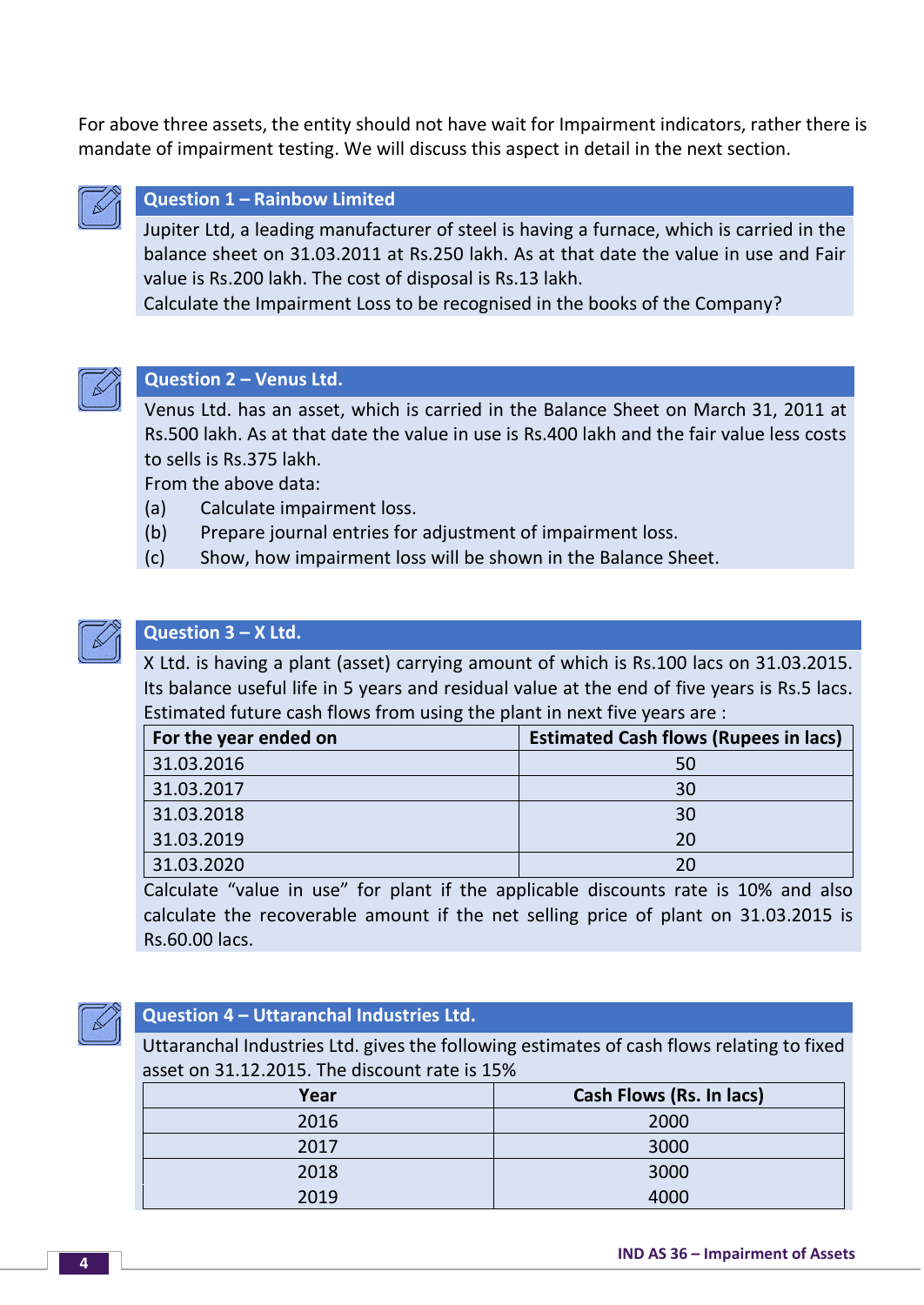For above three assets, the entity should not have wait for Impairment indicators, rather there is mandate of impairment testing. We will discuss this aspect in detail in the next section.

### Question 1 – Rainbow Limited

Jupiter Ltd, a leading manufacturer of steel is having a furnace, which is carried in the balance sheet on 31.03.2011 at Rs.250 lakh. As at that date the value in use and Fair value is Rs.200 lakh. The cost of disposal is Rs.13 lakh.

Calculate the Impairment Loss to be recognised in the books of the Company?

### Question 2 – Venus Ltd.

Venus Ltd. has an asset, which is carried in the Balance Sheet on March 31, 2011 at Rs.500 lakh. As at that date the value in use is Rs.400 lakh and the fair value less costs to sells is Rs.375 lakh.

From the above data:

(a) Calculate impairment loss.

(b) Prepare journal entries for adjustment of impairment loss.

(c) Show, how impairment loss will be shown in the Balance Sheet.

### Question 3 – X Ltd.

X Ltd. is having a plant (asset) carrying amount of which is Rs.100 lacs on 31.03.2015. Its balance useful life in 5 years and residual value at the end of five years is Rs.5 lacs. Estimated future cash flows from using the plant in next five years are :

| For the year ended on | Estimated Cash flows (Rupees in lacs) |
|---|---|
| 31.03.2016 | 50 |
| 31.03.2017 | 30 |
| 31.03.2018 | 30 |
| 31.03.2019 | 20 |
| 31.03.2020 | 20 |

Calculate "value in use" for plant if the applicable discounts rate is 10% and also calculate the recoverable amount if the net selling price of plant on 31.03.2015 is Rs.60.00 lacs.

### Question 4 – Uttaranchal Industries Ltd.

Uttaranchal Industries Ltd. gives the following estimates of cash flows relating to fixed asset on 31.12.2015. The discount rate is 15%

| Year | Cash Flows (Rs. In lacs) |
|---|---|
| 2016 | 2000 |
| 2017 | 3000 |
| 2018 | 3000 |
| 2019 | 4000 |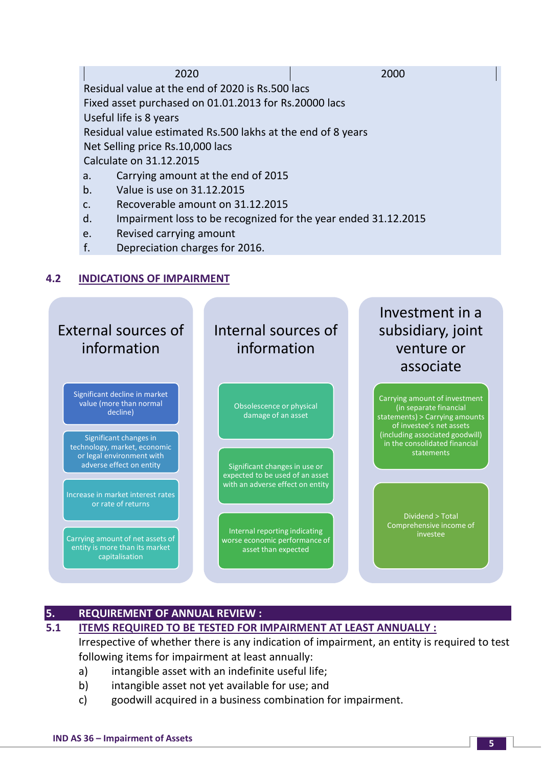| 2020 | 2000 |
|---|---|

Residual value at the end of 2020 is Rs.500 lacs

Fixed asset purchased on 01.01.2013 for Rs.20000 lacs

Useful life is 8 years

Residual value estimated Rs.500 lakhs at the end of 8 years

Net Selling price Rs.10,000 lacs

Calculate on 31.12.2015

a. Carrying amount at the end of 2015

b. Value is use on 31.12.2015

c. Recoverable amount on 31.12.2015

d. Impairment loss to be recognized for the year ended 31.12.2015

e. Revised carrying amount

f. Depreciation charges for 2016.

### 4.2 INDICATIONS OF IMPAIRMENT

**External sources of information**

- Significant decline in market value (more than normal decline)
- Significant changes in technology, market, economic or legal environment with adverse effect on entity
- Increase in market interest rates or rate of returns
- Carrying amount of net assets of entity is more than its market capitalisation

**Internal sources of information**

- Obsolescence or physical damage of an asset
- Significant changes in use or expected to be used of an asset with an adverse effect on entity
- Internal reporting indicating worse economic performance of asset than expected

**Investment in a subsidiary, joint venture or associate**

- Carrying amount of investment (in separate financial statements) > Carrying amounts of investee's net assets (including associated goodwill) in the consolidated financial statements
- Dividend > Total Comprehensive income of investee

## 5. REQUIREMENT OF ANNUAL REVIEW :

### 5.1 ITEMS REQUIRED TO BE TESTED FOR IMPAIRMENT AT LEAST ANNUALLY :

Irrespective of whether there is any indication of impairment, an entity is required to test following items for impairment at least annually:

a) intangible asset with an indefinite useful life;

b) intangible asset not yet available for use; and

c) goodwill acquired in a business combination for impairment.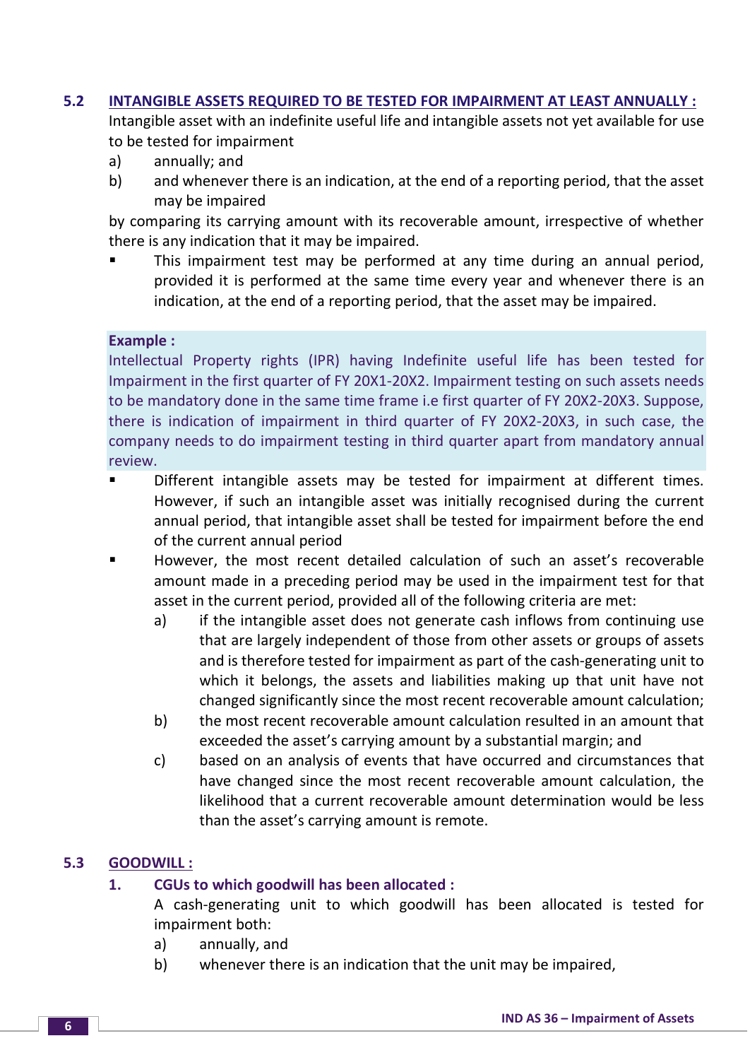## 5.2 INTANGIBLE ASSETS REQUIRED TO BE TESTED FOR IMPAIRMENT AT LEAST ANNUALLY :

Intangible asset with an indefinite useful life and intangible assets not yet available for use to be tested for impairment

a) annually; and

b) and whenever there is an indication, at the end of a reporting period, that the asset may be impaired

by comparing its carrying amount with its recoverable amount, irrespective of whether there is any indication that it may be impaired.

- This impairment test may be performed at any time during an annual period, provided it is performed at the same time every year and whenever there is an indication, at the end of a reporting period, that the asset may be impaired.

> **Example :**
> Intellectual Property rights (IPR) having Indefinite useful life has been tested for Impairment in the first quarter of FY 20X1-20X2. Impairment testing on such assets needs to be mandatory done in the same time frame i.e first quarter of FY 20X2-20X3. Suppose, there is indication of impairment in third quarter of FY 20X2-20X3, in such case, the company needs to do impairment testing in third quarter apart from mandatory annual review.

- Different intangible assets may be tested for impairment at different times. However, if such an intangible asset was initially recognised during the current annual period, that intangible asset shall be tested for impairment before the end of the current annual period
- However, the most recent detailed calculation of such an asset's recoverable amount made in a preceding period may be used in the impairment test for that asset in the current period, provided all of the following criteria are met:
  a) if the intangible asset does not generate cash inflows from continuing use that are largely independent of those from other assets or groups of assets and is therefore tested for impairment as part of the cash-generating unit to which it belongs, the assets and liabilities making up that unit have not changed significantly since the most recent recoverable amount calculation;
  b) the most recent recoverable amount calculation resulted in an amount that exceeded the asset's carrying amount by a substantial margin; and
  c) based on an analysis of events that have occurred and circumstances that have changed since the most recent recoverable amount calculation, the likelihood that a current recoverable amount determination would be less than the asset's carrying amount is remote.

## 5.3 GOODWILL :

### 1. CGUs to which goodwill has been allocated :

A cash-generating unit to which goodwill has been allocated is tested for impairment both:

a) annually, and

b) whenever there is an indication that the unit may be impaired,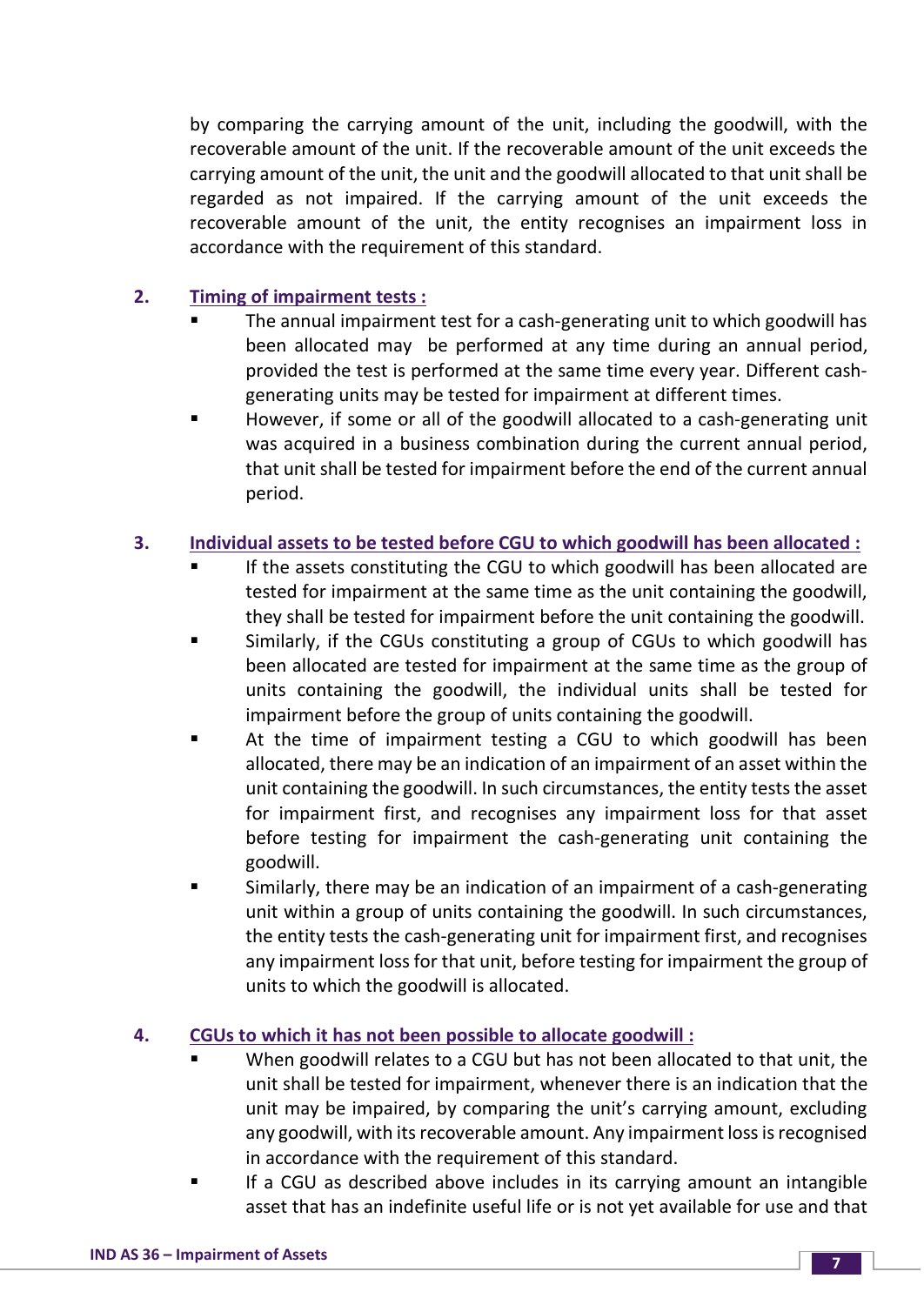by comparing the carrying amount of the unit, including the goodwill, with the recoverable amount of the unit. If the recoverable amount of the unit exceeds the carrying amount of the unit, the unit and the goodwill allocated to that unit shall be regarded as not impaired. If the carrying amount of the unit exceeds the recoverable amount of the unit, the entity recognises an impairment loss in accordance with the requirement of this standard.

2. **Timing of impairment tests :**
   - The annual impairment test for a cash-generating unit to which goodwill has been allocated may be performed at any time during an annual period, provided the test is performed at the same time every year. Different cash-generating units may be tested for impairment at different times.
   - However, if some or all of the goodwill allocated to a cash-generating unit was acquired in a business combination during the current annual period, that unit shall be tested for impairment before the end of the current annual period.

3. **Individual assets to be tested before CGU to which goodwill has been allocated :**
   - If the assets constituting the CGU to which goodwill has been allocated are tested for impairment at the same time as the unit containing the goodwill, they shall be tested for impairment before the unit containing the goodwill.
   - Similarly, if the CGUs constituting a group of CGUs to which goodwill has been allocated are tested for impairment at the same time as the group of units containing the goodwill, the individual units shall be tested for impairment before the group of units containing the goodwill.
   - At the time of impairment testing a CGU to which goodwill has been allocated, there may be an indication of an impairment of an asset within the unit containing the goodwill. In such circumstances, the entity tests the asset for impairment first, and recognises any impairment loss for that asset before testing for impairment the cash-generating unit containing the goodwill.
   - Similarly, there may be an indication of an impairment of a cash-generating unit within a group of units containing the goodwill. In such circumstances, the entity tests the cash-generating unit for impairment first, and recognises any impairment loss for that unit, before testing for impairment the group of units to which the goodwill is allocated.

4. **CGUs to which it has not been possible to allocate goodwill :**
   - When goodwill relates to a CGU but has not been allocated to that unit, the unit shall be tested for impairment, whenever there is an indication that the unit may be impaired, by comparing the unit's carrying amount, excluding any goodwill, with its recoverable amount. Any impairment loss is recognised in accordance with the requirement of this standard.
   - If a CGU as described above includes in its carrying amount an intangible asset that has an indefinite useful life or is not yet available for use and that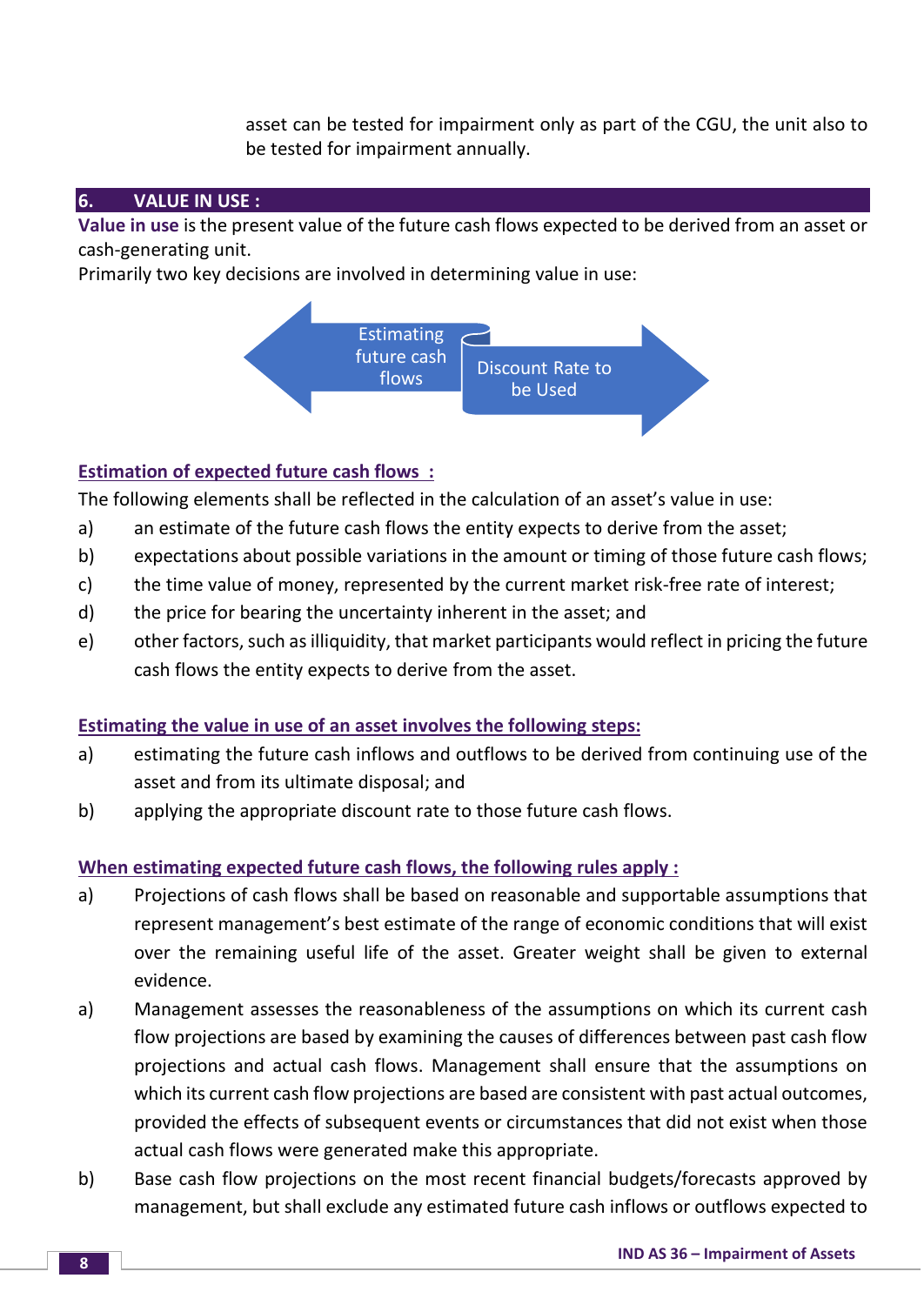asset can be tested for impairment only as part of the CGU, the unit also to be tested for impairment annually.

## 6. VALUE IN USE :

**Value in use** is the present value of the future cash flows expected to be derived from an asset or cash-generating unit.

Primarily two key decisions are involved in determining value in use:

Estimating future cash flows | Discount Rate to be Used

**Estimation of expected future cash flows :**

The following elements shall be reflected in the calculation of an asset's value in use:

a) an estimate of the future cash flows the entity expects to derive from the asset;
b) expectations about possible variations in the amount or timing of those future cash flows;
c) the time value of money, represented by the current market risk-free rate of interest;
d) the price for bearing the uncertainty inherent in the asset; and
e) other factors, such as illiquidity, that market participants would reflect in pricing the future cash flows the entity expects to derive from the asset.

**Estimating the value in use of an asset involves the following steps:**

a) estimating the future cash inflows and outflows to be derived from continuing use of the asset and from its ultimate disposal; and
b) applying the appropriate discount rate to those future cash flows.

**When estimating expected future cash flows, the following rules apply :**

a) Projections of cash flows shall be based on reasonable and supportable assumptions that represent management's best estimate of the range of economic conditions that will exist over the remaining useful life of the asset. Greater weight shall be given to external evidence.

a) Management assesses the reasonableness of the assumptions on which its current cash flow projections are based by examining the causes of differences between past cash flow projections and actual cash flows. Management shall ensure that the assumptions on which its current cash flow projections are based are consistent with past actual outcomes, provided the effects of subsequent events or circumstances that did not exist when those actual cash flows were generated make this appropriate.

b) Base cash flow projections on the most recent financial budgets/forecasts approved by management, but shall exclude any estimated future cash inflows or outflows expected to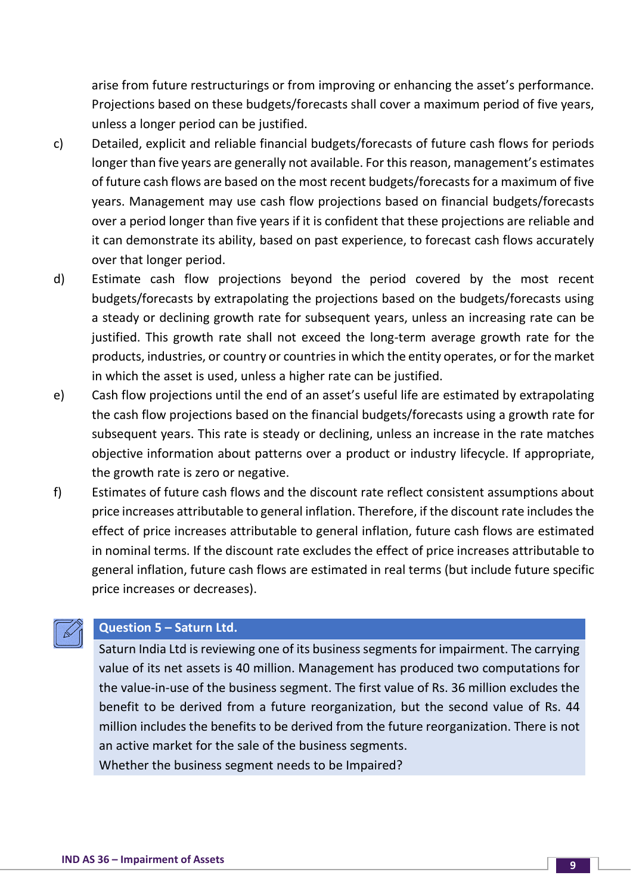arise from future restructurings or from improving or enhancing the asset's performance. Projections based on these budgets/forecasts shall cover a maximum period of five years, unless a longer period can be justified.

c) Detailed, explicit and reliable financial budgets/forecasts of future cash flows for periods longer than five years are generally not available. For this reason, management's estimates of future cash flows are based on the most recent budgets/forecasts for a maximum of five years. Management may use cash flow projections based on financial budgets/forecasts over a period longer than five years if it is confident that these projections are reliable and it can demonstrate its ability, based on past experience, to forecast cash flows accurately over that longer period.

d) Estimate cash flow projections beyond the period covered by the most recent budgets/forecasts by extrapolating the projections based on the budgets/forecasts using a steady or declining growth rate for subsequent years, unless an increasing rate can be justified. This growth rate shall not exceed the long-term average growth rate for the products, industries, or country or countries in which the entity operates, or for the market in which the asset is used, unless a higher rate can be justified.

e) Cash flow projections until the end of an asset's useful life are estimated by extrapolating the cash flow projections based on the financial budgets/forecasts using a growth rate for subsequent years. This rate is steady or declining, unless an increase in the rate matches objective information about patterns over a product or industry lifecycle. If appropriate, the growth rate is zero or negative.

f) Estimates of future cash flows and the discount rate reflect consistent assumptions about price increases attributable to general inflation. Therefore, if the discount rate includes the effect of price increases attributable to general inflation, future cash flows are estimated in nominal terms. If the discount rate excludes the effect of price increases attributable to general inflation, future cash flows are estimated in real terms (but include future specific price increases or decreases).

**Question 5 – Saturn Ltd.**

Saturn India Ltd is reviewing one of its business segments for impairment. The carrying value of its net assets is 40 million. Management has produced two computations for the value-in-use of the business segment. The first value of Rs. 36 million excludes the benefit to be derived from a future reorganization, but the second value of Rs. 44 million includes the benefits to be derived from the future reorganization. There is not an active market for the sale of the business segments.

Whether the business segment needs to be Impaired?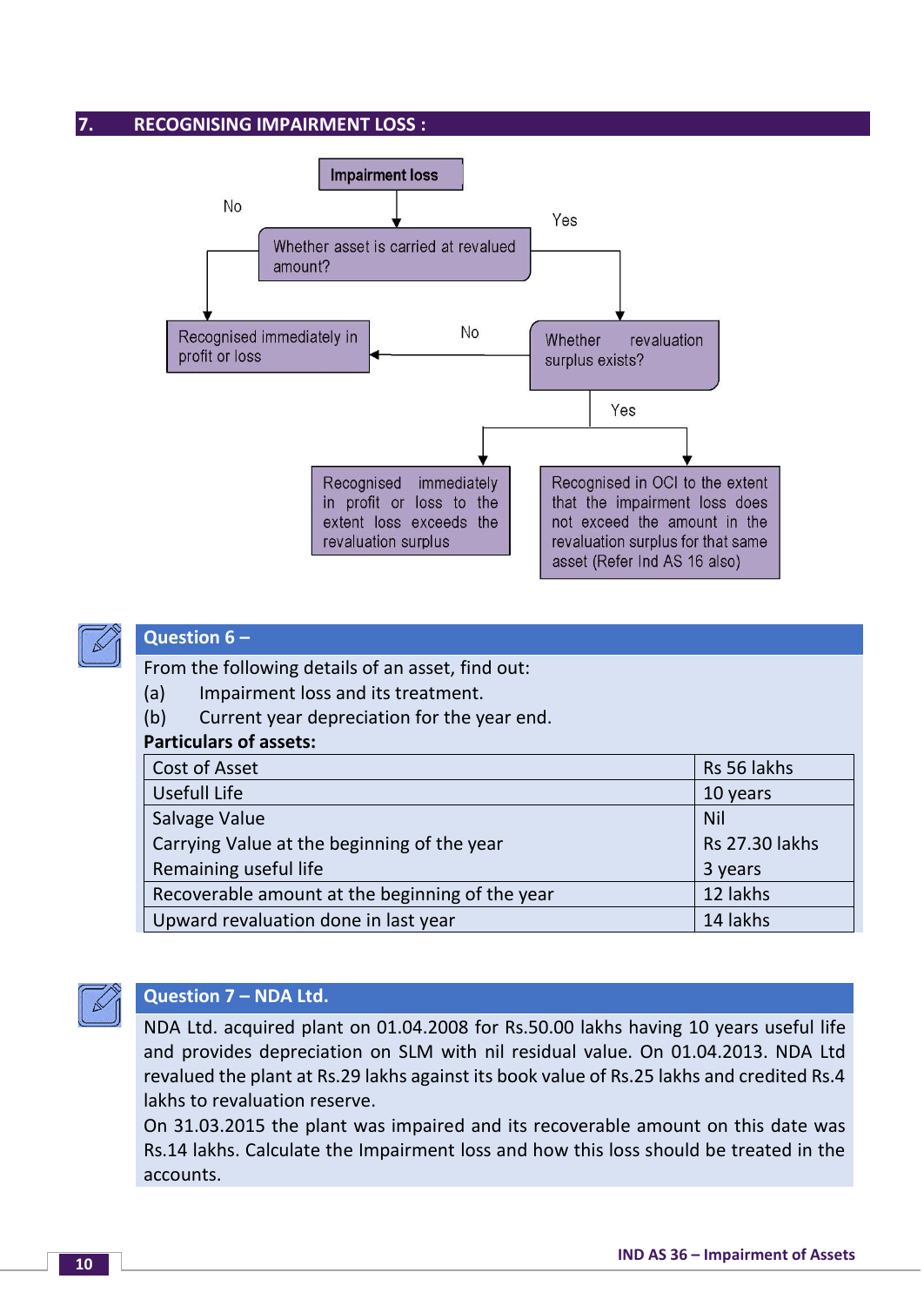## 7. RECOGNISING IMPAIRMENT LOSS :

Impairment loss

Whether asset is carried at revalued amount?

- No → Recognised immediately in profit or loss
- Yes → Whether revaluation surplus exists?
  - No → Recognised immediately in profit or loss
  - Yes →
    - Recognised immediately in profit or loss to the extent loss exceeds the revaluation surplus
    - Recognised in OCI to the extent that the impairment loss does not exceed the amount in the revaluation surplus for that same asset (Refer Ind AS 16 also)

### Question 6 –

From the following details of an asset, find out:

(a) Impairment loss and its treatment.

(b) Current year depreciation for the year end.

**Particulars of assets:**

| | |
|---|---|
| Cost of Asset | Rs 56 lakhs |
| Usefull Life | 10 years |
| Salvage Value | Nil |
| Carrying Value at the beginning of the year | Rs 27.30 lakhs |
| Remaining useful life | 3 years |
| Recoverable amount at the beginning of the year | 12 lakhs |
| Upward revaluation done in last year | 14 lakhs |

### Question 7 – NDA Ltd.

NDA Ltd. acquired plant on 01.04.2008 for Rs.50.00 lakhs having 10 years useful life and provides depreciation on SLM with nil residual value. On 01.04.2013. NDA Ltd revalued the plant at Rs.29 lakhs against its book value of Rs.25 lakhs and credited Rs.4 lakhs to revaluation reserve.

On 31.03.2015 the plant was impaired and its recoverable amount on this date was Rs.14 lakhs. Calculate the Impairment loss and how this loss should be treated in the accounts.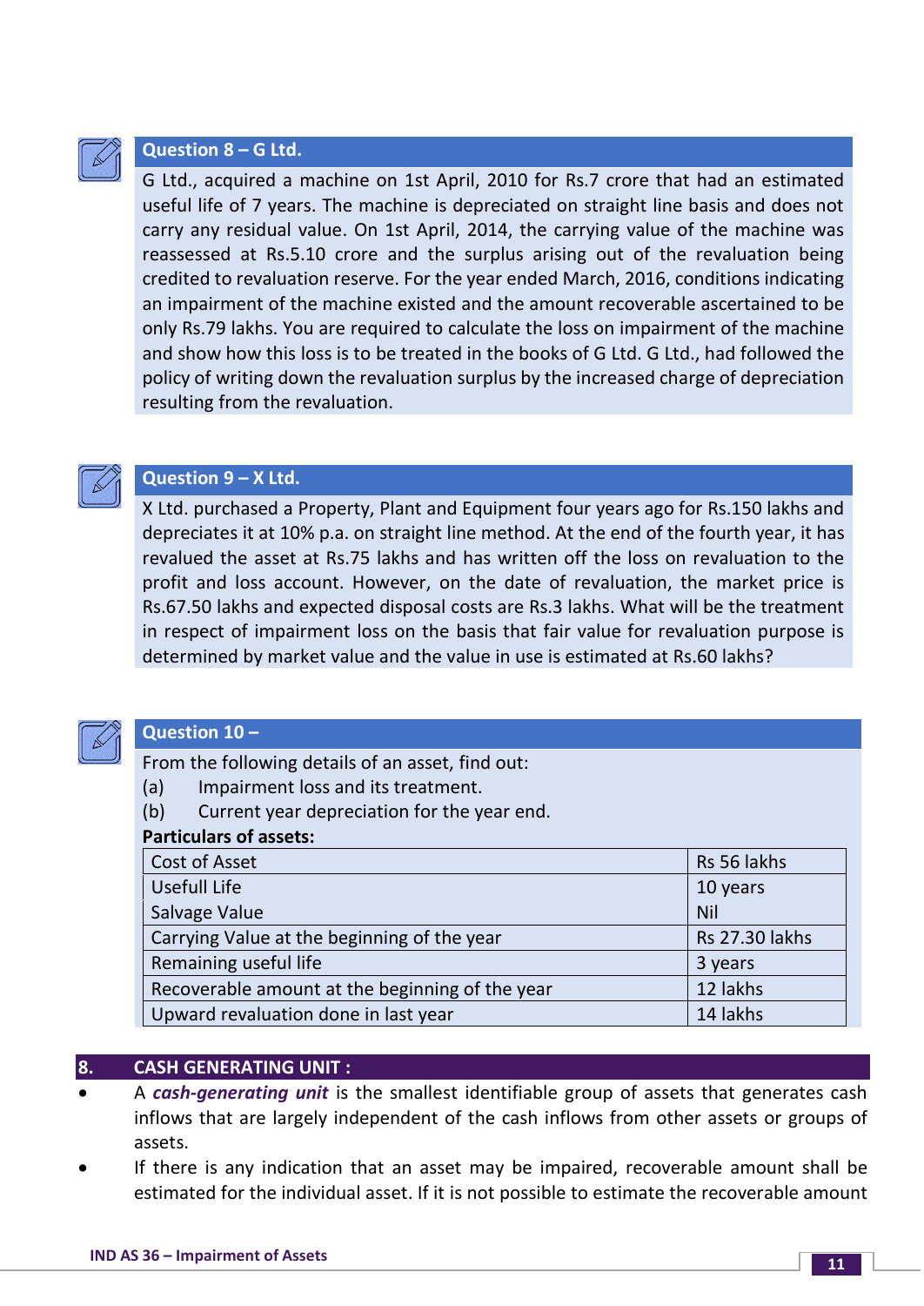### Question 8 – G Ltd.

G Ltd., acquired a machine on 1st April, 2010 for Rs.7 crore that had an estimated useful life of 7 years. The machine is depreciated on straight line basis and does not carry any residual value. On 1st April, 2014, the carrying value of the machine was reassessed at Rs.5.10 crore and the surplus arising out of the revaluation being credited to revaluation reserve. For the year ended March, 2016, conditions indicating an impairment of the machine existed and the amount recoverable ascertained to be only Rs.79 lakhs. You are required to calculate the loss on impairment of the machine and show how this loss is to be treated in the books of G Ltd. G Ltd., had followed the policy of writing down the revaluation surplus by the increased charge of depreciation resulting from the revaluation.

### Question 9 – X Ltd.

X Ltd. purchased a Property, Plant and Equipment four years ago for Rs.150 lakhs and depreciates it at 10% p.a. on straight line method. At the end of the fourth year, it has revalued the asset at Rs.75 lakhs and has written off the loss on revaluation to the profit and loss account. However, on the date of revaluation, the market price is Rs.67.50 lakhs and expected disposal costs are Rs.3 lakhs. What will be the treatment in respect of impairment loss on the basis that fair value for revaluation purpose is determined by market value and the value in use is estimated at Rs.60 lakhs?

### Question 10 –

From the following details of an asset, find out:

(a) Impairment loss and its treatment.

(b) Current year depreciation for the year end.

**Particulars of assets:**

| | |
|---|---|
| Cost of Asset | Rs 56 lakhs |
| Usefull Life | 10 years |
| Salvage Value | Nil |
| Carrying Value at the beginning of the year | Rs 27.30 lakhs |
| Remaining useful life | 3 years |
| Recoverable amount at the beginning of the year | 12 lakhs |
| Upward revaluation done in last year | 14 lakhs |

## 8. CASH GENERATING UNIT :

- A ***cash-generating unit*** is the smallest identifiable group of assets that generates cash inflows that are largely independent of the cash inflows from other assets or groups of assets.
- If there is any indication that an asset may be impaired, recoverable amount shall be estimated for the individual asset. If it is not possible to estimate the recoverable amount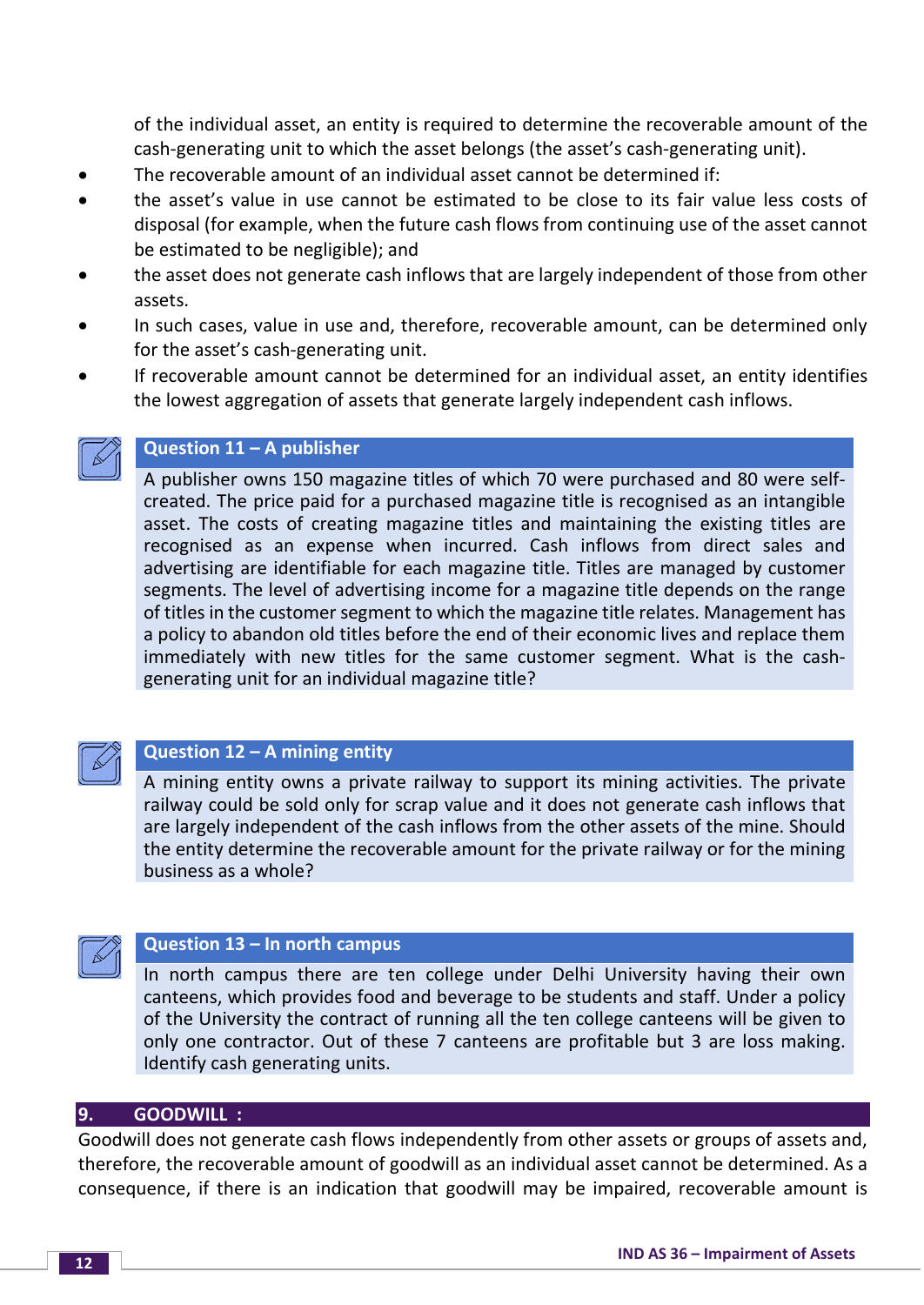of the individual asset, an entity is required to determine the recoverable amount of the cash-generating unit to which the asset belongs (the asset's cash-generating unit).

- The recoverable amount of an individual asset cannot be determined if:
- the asset's value in use cannot be estimated to be close to its fair value less costs of disposal (for example, when the future cash flows from continuing use of the asset cannot be estimated to be negligible); and
- the asset does not generate cash inflows that are largely independent of those from other assets.
- In such cases, value in use and, therefore, recoverable amount, can be determined only for the asset's cash-generating unit.
- If recoverable amount cannot be determined for an individual asset, an entity identifies the lowest aggregation of assets that generate largely independent cash inflows.

**Question 11 – A publisher**

A publisher owns 150 magazine titles of which 70 were purchased and 80 were self-created. The price paid for a purchased magazine title is recognised as an intangible asset. The costs of creating magazine titles and maintaining the existing titles are recognised as an expense when incurred. Cash inflows from direct sales and advertising are identifiable for each magazine title. Titles are managed by customer segments. The level of advertising income for a magazine title depends on the range of titles in the customer segment to which the magazine title relates. Management has a policy to abandon old titles before the end of their economic lives and replace them immediately with new titles for the same customer segment. What is the cash-generating unit for an individual magazine title?

**Question 12 – A mining entity**

A mining entity owns a private railway to support its mining activities. The private railway could be sold only for scrap value and it does not generate cash inflows that are largely independent of the cash inflows from the other assets of the mine. Should the entity determine the recoverable amount for the private railway or for the mining business as a whole?

**Question 13 – In north campus**

In north campus there are ten college under Delhi University having their own canteens, which provides food and beverage to be students and staff. Under a policy of the University the contract of running all the ten college canteens will be given to only one contractor. Out of these 7 canteens are profitable but 3 are loss making. Identify cash generating units.

## 9. GOODWILL :

Goodwill does not generate cash flows independently from other assets or groups of assets and, therefore, the recoverable amount of goodwill as an individual asset cannot be determined. As a consequence, if there is an indication that goodwill may be impaired, recoverable amount is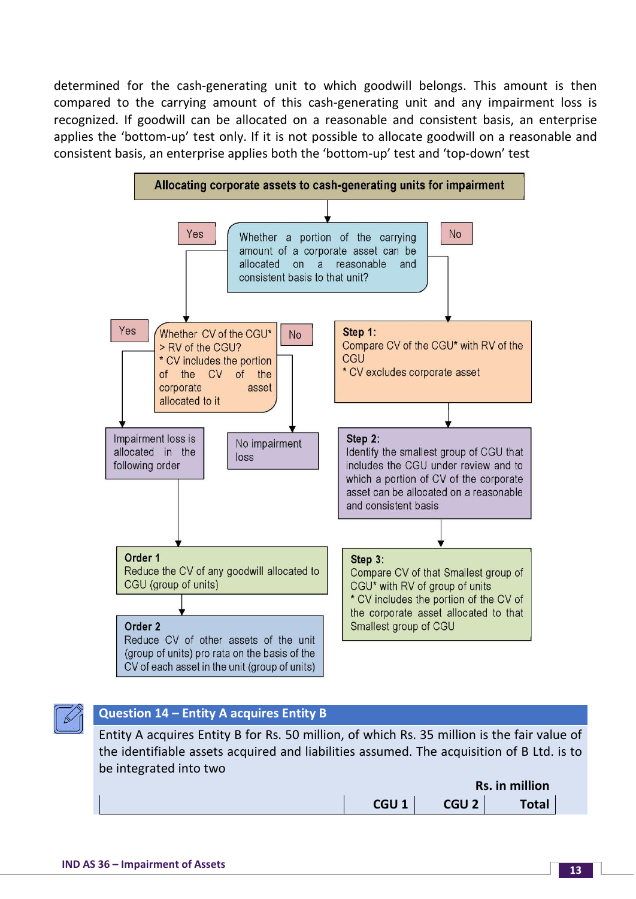determined for the cash-generating unit to which goodwill belongs. This amount is then compared to the carrying amount of this cash-generating unit and any impairment loss is recognized. If goodwill can be allocated on a reasonable and consistent basis, an enterprise applies the 'bottom-up' test only. If it is not possible to allocate goodwill on a reasonable and consistent basis, an enterprise applies both the 'bottom-up' test and 'top-down' test

**Allocating corporate assets to cash-generating units for impairment**

Whether a portion of the carrying amount of a corporate asset can be allocated on a reasonable and consistent basis to that unit?

- **Yes** → Whether CV of the CGU* > RV of the CGU?
  \* CV includes the portion of the CV of the corporate asset allocated to it
  - **Yes** → Impairment loss is allocated in the following order
    - **Order 1**
      Reduce the CV of any goodwill allocated to CGU (group of units)
    - **Order 2**
      Reduce CV of other assets of the unit (group of units) pro rata on the basis of the CV of each asset in the unit (group of units)
  - **No** → No impairment loss
- **No** →
  - **Step 1:**
    Compare CV of the CGU* with RV of the CGU
    \* CV excludes corporate asset
  - **Step 2:**
    Identify the smallest group of CGU that includes the CGU under review and to which a portion of CV of the corporate asset can be allocated on a reasonable and consistent basis
  - **Step 3:**
    Compare CV of that Smallest group of CGU* with RV of group of units
    \* CV includes the portion of the CV of the corporate asset allocated to that Smallest group of CGU

### Question 14 – Entity A acquires Entity B

Entity A acquires Entity B for Rs. 50 million, of which Rs. 35 million is the fair value of the identifiable assets acquired and liabilities assumed. The acquisition of B Ltd. is to be integrated into two

**Rs. in million**

| | CGU 1 | CGU 2 | Total |
|---|---|---|---|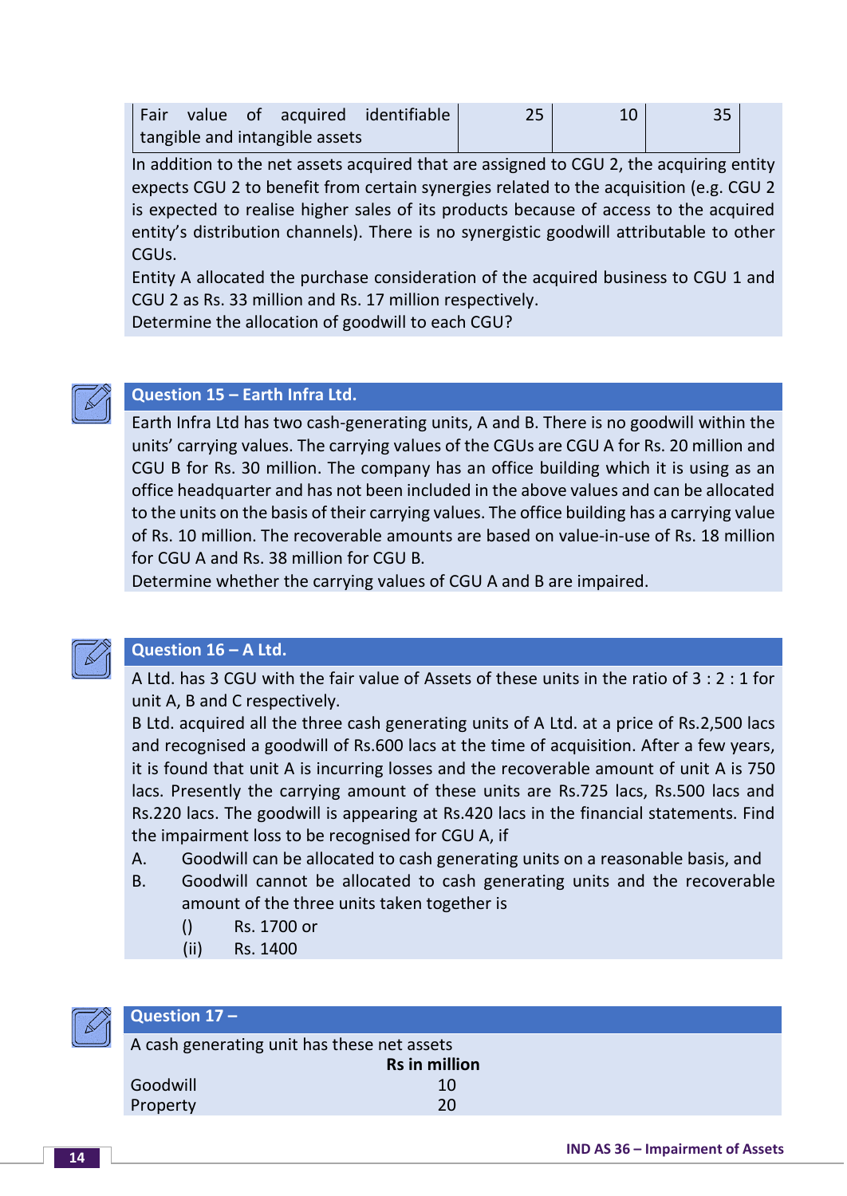| Fair value of acquired identifiable tangible and intangible assets | 25 | 10 | 35 |
|---|---|---|---|

In addition to the net assets acquired that are assigned to CGU 2, the acquiring entity expects CGU 2 to benefit from certain synergies related to the acquisition (e.g. CGU 2 is expected to realise higher sales of its products because of access to the acquired entity's distribution channels). There is no synergistic goodwill attributable to other CGUs.

Entity A allocated the purchase consideration of the acquired business to CGU 1 and CGU 2 as Rs. 33 million and Rs. 17 million respectively.

Determine the allocation of goodwill to each CGU?

## Question 15 – Earth Infra Ltd.

Earth Infra Ltd has two cash-generating units, A and B. There is no goodwill within the units' carrying values. The carrying values of the CGUs are CGU A for Rs. 20 million and CGU B for Rs. 30 million. The company has an office building which it is using as an office headquarter and has not been included in the above values and can be allocated to the units on the basis of their carrying values. The office building has a carrying value of Rs. 10 million. The recoverable amounts are based on value-in-use of Rs. 18 million for CGU A and Rs. 38 million for CGU B.

Determine whether the carrying values of CGU A and B are impaired.

## Question 16 – A Ltd.

A Ltd. has 3 CGU with the fair value of Assets of these units in the ratio of 3 : 2 : 1 for unit A, B and C respectively.

B Ltd. acquired all the three cash generating units of A Ltd. at a price of Rs.2,500 lacs and recognised a goodwill of Rs.600 lacs at the time of acquisition. After a few years, it is found that unit A is incurring losses and the recoverable amount of unit A is 750 lacs. Presently the carrying amount of these units are Rs.725 lacs, Rs.500 lacs and Rs.220 lacs. The goodwill is appearing at Rs.420 lacs in the financial statements. Find the impairment loss to be recognised for CGU A, if

A. Goodwill can be allocated to cash generating units on a reasonable basis, and

B. Goodwill cannot be allocated to cash generating units and the recoverable amount of the three units taken together is

   () Rs. 1700 or

   (ii) Rs. 1400

## Question 17 –

A cash generating unit has these net assets

| | Rs in million |
|---|---|
| Goodwill | 10 |
| Property | 20 |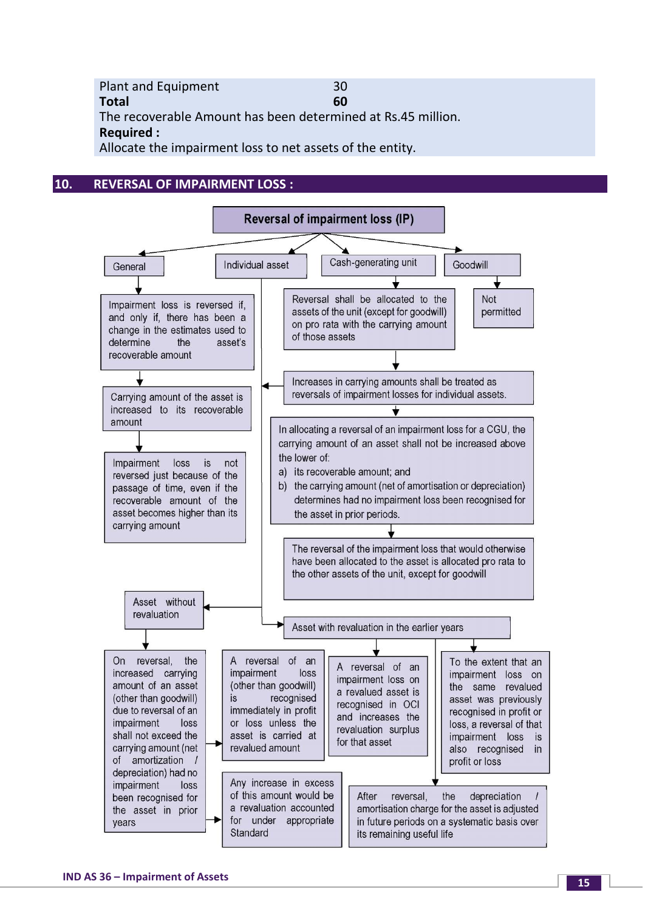| | |
|---|---|
| Plant and Equipment | 30 |
| **Total** | **60** |

The recoverable Amount has been determined at Rs.45 million.

**Required :**

Allocate the impairment loss to net assets of the entity.

## 10. REVERSAL OF IMPAIRMENT LOSS :

**Reversal of impairment loss (IP)**

**General**

- Impairment loss is reversed if, and only if, there has been a change in the estimates used to determine the asset's recoverable amount
- Carrying amount of the asset is increased to its recoverable amount
- Impairment loss is not reversed just because of the passage of time, even if the recoverable amount of the asset becomes higher than its carrying amount

**Individual asset**

- Asset without revaluation
  - On reversal, the increased carrying amount of an asset (other than goodwill) due to reversal of an impairment loss shall not exceed the carrying amount (net of amortization / depreciation) had no impairment loss been recognised for the asset in prior years
  - A reversal of an impairment loss (other than goodwill) is recognised immediately in profit or loss unless the asset is carried at revalued amount
  - Any increase in excess of this amount would be a revaluation accounted for under appropriate Standard
- Asset with revaluation in the earlier years
  - A reversal of an impairment loss on a revalued asset is recognised in OCI and increases the revaluation surplus for that asset
  - To the extent that an impairment loss on the same revalued asset was previously recognised in profit or loss, a reversal of that impairment loss is also recognised in profit or loss
  - After reversal, the depreciation / amortisation charge for the asset is adjusted in future periods on a systematic basis over its remaining useful life

**Cash-generating unit**

- Reversal shall be allocated to the assets of the unit (except for goodwill) on pro rata with the carrying amount of those assets
- Increases in carrying amounts shall be treated as reversals of impairment losses for individual assets.
- In allocating a reversal of an impairment loss for a CGU, the carrying amount of an asset shall not be increased above the lower of:
  a) its recoverable amount; and
  b) the carrying amount (net of amortisation or depreciation) determines had no impairment loss been recognised for the asset in prior periods.
- The reversal of the impairment loss that would otherwise have been allocated to the asset is allocated pro rata to the other assets of the unit, except for goodwill

**Goodwill**

- Not permitted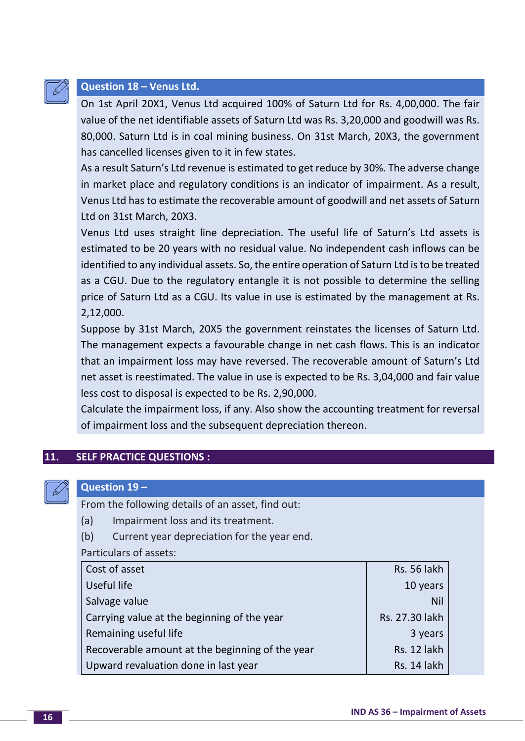### Question 18 – Venus Ltd.

On 1st April 20X1, Venus Ltd acquired 100% of Saturn Ltd for Rs. 4,00,000. The fair value of the net identifiable assets of Saturn Ltd was Rs. 3,20,000 and goodwill was Rs. 80,000. Saturn Ltd is in coal mining business. On 31st March, 20X3, the government has cancelled licenses given to it in few states.

As a result Saturn's Ltd revenue is estimated to get reduce by 30%. The adverse change in market place and regulatory conditions is an indicator of impairment. As a result, Venus Ltd has to estimate the recoverable amount of goodwill and net assets of Saturn Ltd on 31st March, 20X3.

Venus Ltd uses straight line depreciation. The useful life of Saturn's Ltd assets is estimated to be 20 years with no residual value. No independent cash inflows can be identified to any individual assets. So, the entire operation of Saturn Ltd is to be treated as a CGU. Due to the regulatory entangle it is not possible to determine the selling price of Saturn Ltd as a CGU. Its value in use is estimated by the management at Rs. 2,12,000.

Suppose by 31st March, 20X5 the government reinstates the licenses of Saturn Ltd. The management expects a favourable change in net cash flows. This is an indicator that an impairment loss may have reversed. The recoverable amount of Saturn's Ltd net asset is reestimated. The value in use is expected to be Rs. 3,04,000 and fair value less cost to disposal is expected to be Rs. 2,90,000.

Calculate the impairment loss, if any. Also show the accounting treatment for reversal of impairment loss and the subsequent depreciation thereon.

## 11. SELF PRACTICE QUESTIONS :

### Question 19 –

From the following details of an asset, find out:

(a) Impairment loss and its treatment.

(b) Current year depreciation for the year end.

Particulars of assets:

| | |
|---|---|
| Cost of asset | Rs. 56 lakh |
| Useful life | 10 years |
| Salvage value | Nil |
| Carrying value at the beginning of the year | Rs. 27.30 lakh |
| Remaining useful life | 3 years |
| Recoverable amount at the beginning of the year | Rs. 12 lakh |
| Upward revaluation done in last year | Rs. 14 lakh |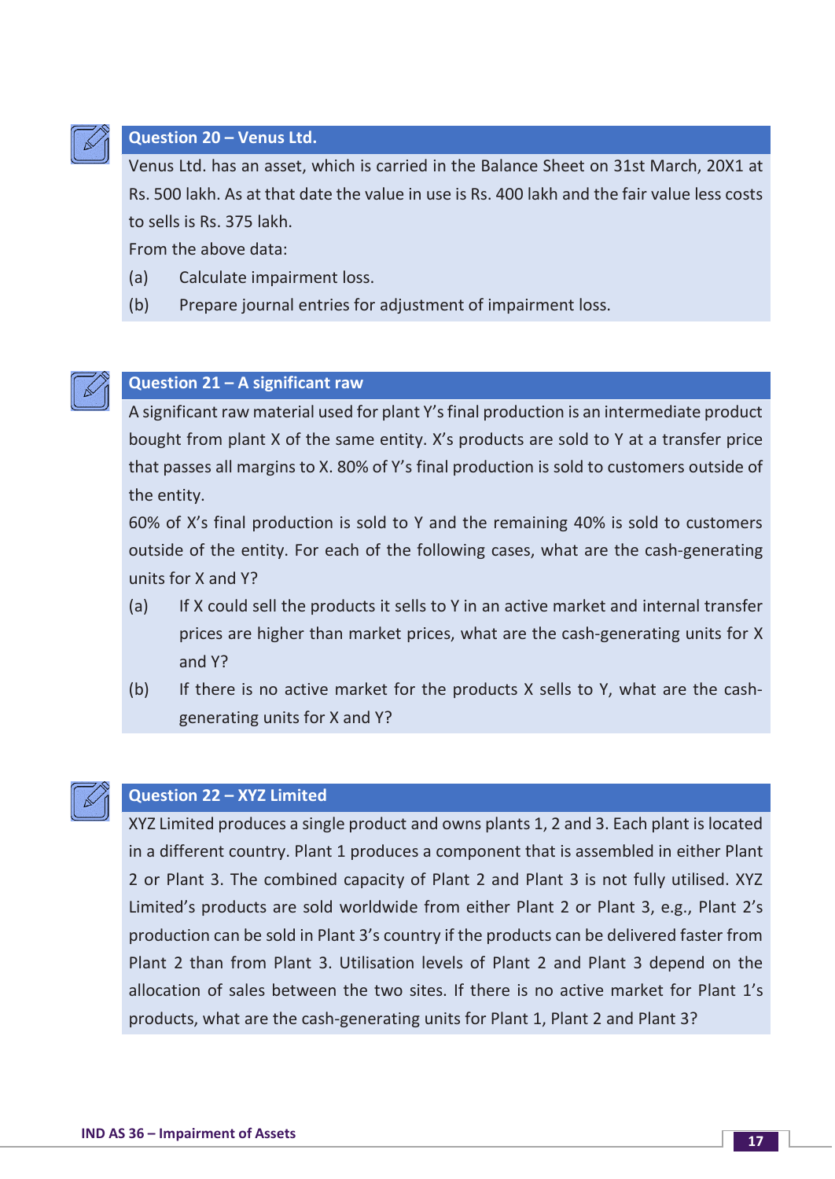### Question 20 – Venus Ltd.

Venus Ltd. has an asset, which is carried in the Balance Sheet on 31st March, 20X1 at Rs. 500 lakh. As at that date the value in use is Rs. 400 lakh and the fair value less costs to sells is Rs. 375 lakh.

From the above data:

(a) Calculate impairment loss.

(b) Prepare journal entries for adjustment of impairment loss.

### Question 21 – A significant raw

A significant raw material used for plant Y's final production is an intermediate product bought from plant X of the same entity. X's products are sold to Y at a transfer price that passes all margins to X. 80% of Y's final production is sold to customers outside of the entity.

60% of X's final production is sold to Y and the remaining 40% is sold to customers outside of the entity. For each of the following cases, what are the cash-generating units for X and Y?

(a) If X could sell the products it sells to Y in an active market and internal transfer prices are higher than market prices, what are the cash-generating units for X and Y?

(b) If there is no active market for the products X sells to Y, what are the cash-generating units for X and Y?

### Question 22 – XYZ Limited

XYZ Limited produces a single product and owns plants 1, 2 and 3. Each plant is located in a different country. Plant 1 produces a component that is assembled in either Plant 2 or Plant 3. The combined capacity of Plant 2 and Plant 3 is not fully utilised. XYZ Limited's products are sold worldwide from either Plant 2 or Plant 3, e.g., Plant 2's production can be sold in Plant 3's country if the products can be delivered faster from Plant 2 than from Plant 3. Utilisation levels of Plant 2 and Plant 3 depend on the allocation of sales between the two sites. If there is no active market for Plant 1's products, what are the cash-generating units for Plant 1, Plant 2 and Plant 3?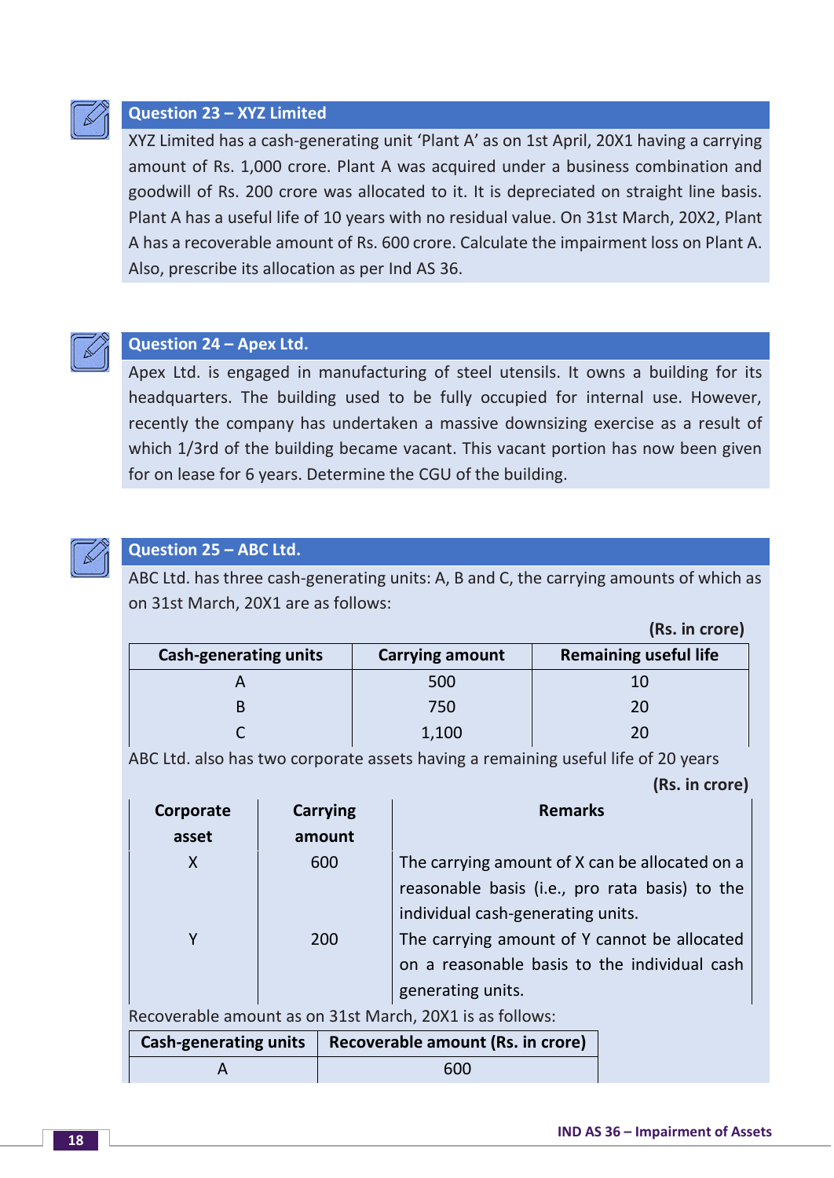### Question 23 – XYZ Limited

XYZ Limited has a cash-generating unit 'Plant A' as on 1st April, 20X1 having a carrying amount of Rs. 1,000 crore. Plant A was acquired under a business combination and goodwill of Rs. 200 crore was allocated to it. It is depreciated on straight line basis. Plant A has a useful life of 10 years with no residual value. On 31st March, 20X2, Plant A has a recoverable amount of Rs. 600 crore. Calculate the impairment loss on Plant A. Also, prescribe its allocation as per Ind AS 36.

### Question 24 – Apex Ltd.

Apex Ltd. is engaged in manufacturing of steel utensils. It owns a building for its headquarters. The building used to be fully occupied for internal use. However, recently the company has undertaken a massive downsizing exercise as a result of which 1/3rd of the building became vacant. This vacant portion has now been given for on lease for 6 years. Determine the CGU of the building.

### Question 25 – ABC Ltd.

ABC Ltd. has three cash-generating units: A, B and C, the carrying amounts of which as on 31st March, 20X1 are as follows:

**(Rs. in crore)**

| Cash-generating units | Carrying amount | Remaining useful life |
|---|---|---|
| A | 500 | 10 |
| B | 750 | 20 |
| C | 1,100 | 20 |

ABC Ltd. also has two corporate assets having a remaining useful life of 20 years

**(Rs. in crore)**

| Corporate asset | Carrying amount | Remarks |
|---|---|---|
| X | 600 | The carrying amount of X can be allocated on a reasonable basis (i.e., pro rata basis) to the individual cash-generating units. |
| Y | 200 | The carrying amount of Y cannot be allocated on a reasonable basis to the individual cash generating units. |

Recoverable amount as on 31st March, 20X1 is as follows:

| Cash-generating units | Recoverable amount (Rs. in crore) |
|---|---|
| A | 600 |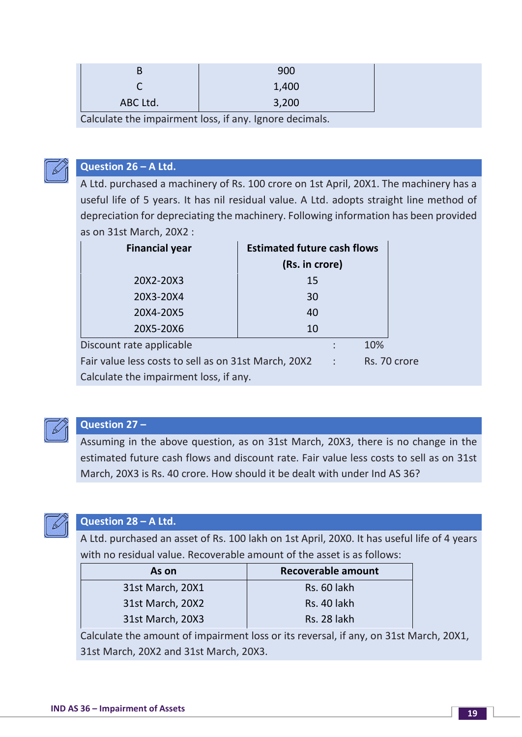| B | 900 |
|---|---|
| C | 1,400 |
| ABC Ltd. | 3,200 |

Calculate the impairment loss, if any. Ignore decimals.

### Question 26 – A Ltd.

A Ltd. purchased a machinery of Rs. 100 crore on 1st April, 20X1. The machinery has a useful life of 5 years. It has nil residual value. A Ltd. adopts straight line method of depreciation for depreciating the machinery. Following information has been provided as on 31st March, 20X2 :

| Financial year | Estimated future cash flows (Rs. in crore) |
|---|---|
| 20X2-20X3 | 15 |
| 20X3-20X4 | 30 |
| 20X4-20X5 | 40 |
| 20X5-20X6 | 10 |

Discount rate applicable : 10%

Fair value less costs to sell as on 31st March, 20X2 : Rs. 70 crore

Calculate the impairment loss, if any.

### Question 27 –

Assuming in the above question, as on 31st March, 20X3, there is no change in the estimated future cash flows and discount rate. Fair value less costs to sell as on 31st March, 20X3 is Rs. 40 crore. How should it be dealt with under Ind AS 36?

### Question 28 – A Ltd.

A Ltd. purchased an asset of Rs. 100 lakh on 1st April, 20X0. It has useful life of 4 years with no residual value. Recoverable amount of the asset is as follows:

| As on | Recoverable amount |
|---|---|
| 31st March, 20X1 | Rs. 60 lakh |
| 31st March, 20X2 | Rs. 40 lakh |
| 31st March, 20X3 | Rs. 28 lakh |

Calculate the amount of impairment loss or its reversal, if any, on 31st March, 20X1, 31st March, 20X2 and 31st March, 20X3.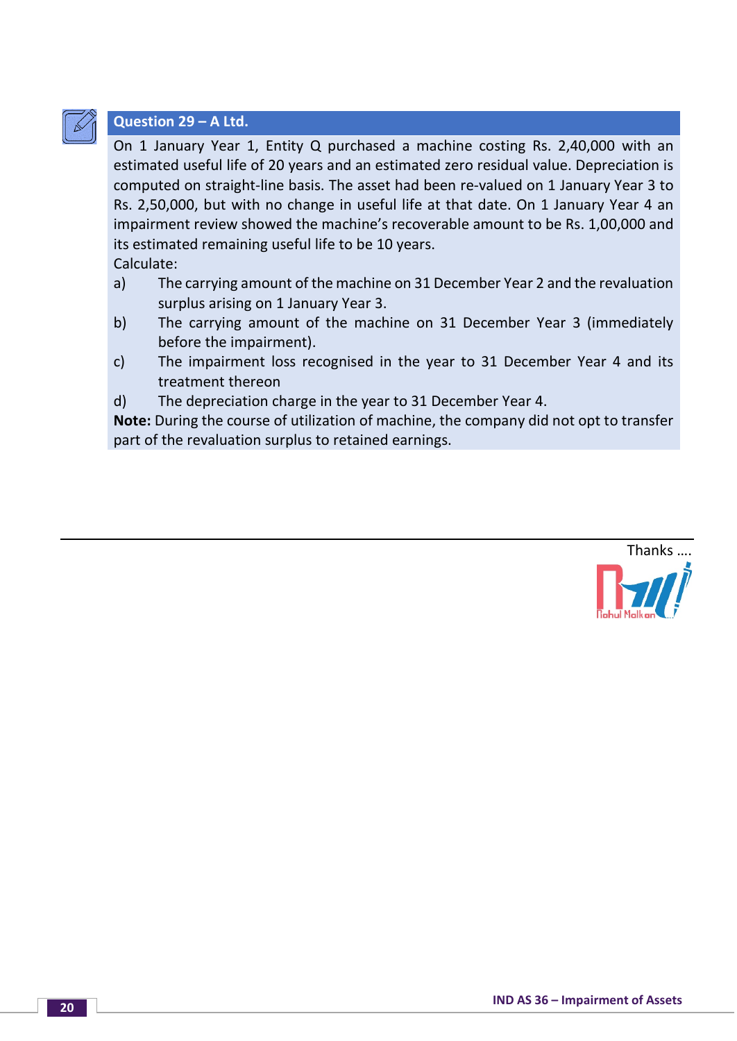### Question 29 – A Ltd.

On 1 January Year 1, Entity Q purchased a machine costing Rs. 2,40,000 with an estimated useful life of 20 years and an estimated zero residual value. Depreciation is computed on straight-line basis. The asset had been re-valued on 1 January Year 3 to Rs. 2,50,000, but with no change in useful life at that date. On 1 January Year 4 an impairment review showed the machine's recoverable amount to be Rs. 1,00,000 and its estimated remaining useful life to be 10 years.

Calculate:

a) The carrying amount of the machine on 31 December Year 2 and the revaluation surplus arising on 1 January Year 3.

b) The carrying amount of the machine on 31 December Year 3 (immediately before the impairment).

c) The impairment loss recognised in the year to 31 December Year 4 and its treatment thereon

d) The depreciation charge in the year to 31 December Year 4.

**Note:** During the course of utilization of machine, the company did not opt to transfer part of the revaluation surplus to retained earnings.

Thanks ....

Rahul Malkan